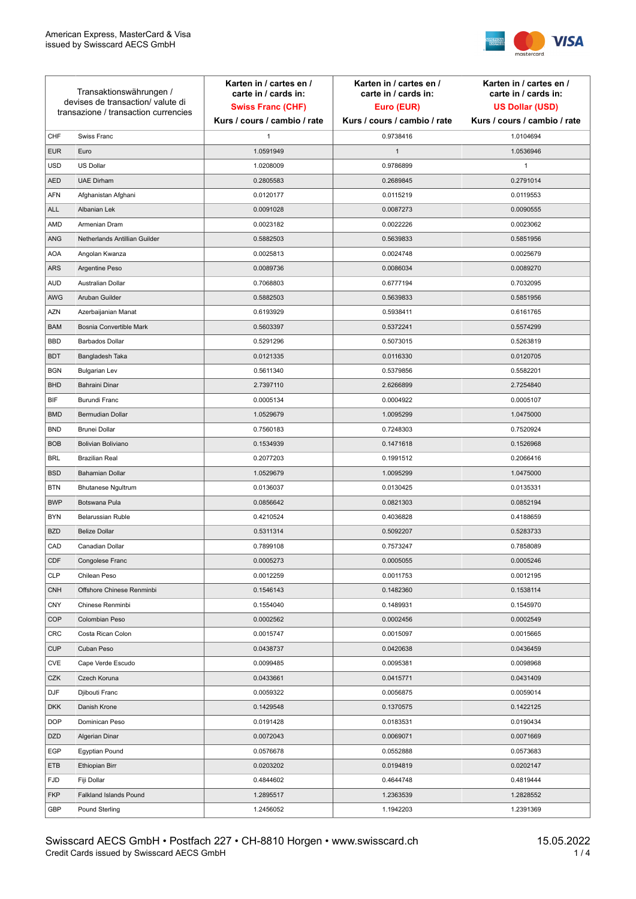American Express, MasterCard & Visa
issued by Swisscard AECS GmbH

| Transaktionswährungen / devises de transaction/ valute di transazione / transaction currencies | | Karten in / cartes en / carte in / cards in: **Swiss Franc (CHF)** Kurs / cours / cambio / rate | Karten in / cartes en / carte in / cards in: **Euro (EUR)** Kurs / cours / cambio / rate | Karten in / cartes en / carte in / cards in: **US Dollar (USD)** Kurs / cours / cambio / rate |
|---|---|---|---|---|
| CHF | Swiss Franc | 1 | 0.9738416 | 1.0104694 |
| EUR | Euro | 1.0591949 | 1 | 1.0536946 |
| USD | US Dollar | 1.0208009 | 0.9786899 | 1 |
| AED | UAE Dirham | 0.2805583 | 0.2689845 | 0.2791014 |
| AFN | Afghanistan Afghani | 0.0120177 | 0.0115219 | 0.0119553 |
| ALL | Albanian Lek | 0.0091028 | 0.0087273 | 0.0090555 |
| AMD | Armenian Dram | 0.0023182 | 0.0022226 | 0.0023062 |
| ANG | Netherlands Antillian Guilder | 0.5882503 | 0.5639833 | 0.5851956 |
| AOA | Angolan Kwanza | 0.0025813 | 0.0024748 | 0.0025679 |
| ARS | Argentine Peso | 0.0089736 | 0.0086034 | 0.0089270 |
| AUD | Australian Dollar | 0.7068803 | 0.6777194 | 0.7032095 |
| AWG | Aruban Guilder | 0.5882503 | 0.5639833 | 0.5851956 |
| AZN | Azerbaijanian Manat | 0.6193929 | 0.5938411 | 0.6161765 |
| BAM | Bosnia Convertible Mark | 0.5603397 | 0.5372241 | 0.5574299 |
| BBD | Barbados Dollar | 0.5291296 | 0.5073015 | 0.5263819 |
| BDT | Bangladesh Taka | 0.0121335 | 0.0116330 | 0.0120705 |
| BGN | Bulgarian Lev | 0.5611340 | 0.5379856 | 0.5582201 |
| BHD | Bahraini Dinar | 2.7397110 | 2.6266899 | 2.7254840 |
| BIF | Burundi Franc | 0.0005134 | 0.0004922 | 0.0005107 |
| BMD | Bermudian Dollar | 1.0529679 | 1.0095299 | 1.0475000 |
| BND | Brunei Dollar | 0.7560183 | 0.7248303 | 0.7520924 |
| BOB | Bolivian Boliviano | 0.1534939 | 0.1471618 | 0.1526968 |
| BRL | Brazilian Real | 0.2077203 | 0.1991512 | 0.2066416 |
| BSD | Bahamian Dollar | 1.0529679 | 1.0095299 | 1.0475000 |
| BTN | Bhutanese Ngultrum | 0.0136037 | 0.0130425 | 0.0135331 |
| BWP | Botswana Pula | 0.0856642 | 0.0821303 | 0.0852194 |
| BYN | Belarussian Ruble | 0.4210524 | 0.4036828 | 0.4188659 |
| BZD | Belize Dollar | 0.5311314 | 0.5092207 | 0.5283733 |
| CAD | Canadian Dollar | 0.7899108 | 0.7573247 | 0.7858089 |
| CDF | Congolese Franc | 0.0005273 | 0.0005055 | 0.0005246 |
| CLP | Chilean Peso | 0.0012259 | 0.0011753 | 0.0012195 |
| CNH | Offshore Chinese Renminbi | 0.1546143 | 0.1482360 | 0.1538114 |
| CNY | Chinese Renminbi | 0.1554040 | 0.1489931 | 0.1545970 |
| COP | Colombian Peso | 0.0002562 | 0.0002456 | 0.0002549 |
| CRC | Costa Rican Colon | 0.0015747 | 0.0015097 | 0.0015665 |
| CUP | Cuban Peso | 0.0438737 | 0.0420638 | 0.0436459 |
| CVE | Cape Verde Escudo | 0.0099485 | 0.0095381 | 0.0098968 |
| CZK | Czech Koruna | 0.0433661 | 0.0415771 | 0.0431409 |
| DJF | Djibouti Franc | 0.0059322 | 0.0056875 | 0.0059014 |
| DKK | Danish Krone | 0.1429548 | 0.1370575 | 0.1422125 |
| DOP | Dominican Peso | 0.0191428 | 0.0183531 | 0.0190434 |
| DZD | Algerian Dinar | 0.0072043 | 0.0069071 | 0.0071669 |
| EGP | Egyptian Pound | 0.0576678 | 0.0552888 | 0.0573683 |
| ETB | Ethiopian Birr | 0.0203202 | 0.0194819 | 0.0202147 |
| FJD | Fiji Dollar | 0.4844602 | 0.4644748 | 0.4819444 |
| FKP | Falkland Islands Pound | 1.2895517 | 1.2363539 | 1.2828552 |
| GBP | Pound Sterling | 1.2456052 | 1.1942203 | 1.2391369 |

Swisscard AECS GmbH • Postfach 227 • CH-8810 Horgen • www.swisscard.ch
Credit Cards issued by Swisscard AECS GmbH

15.05.2022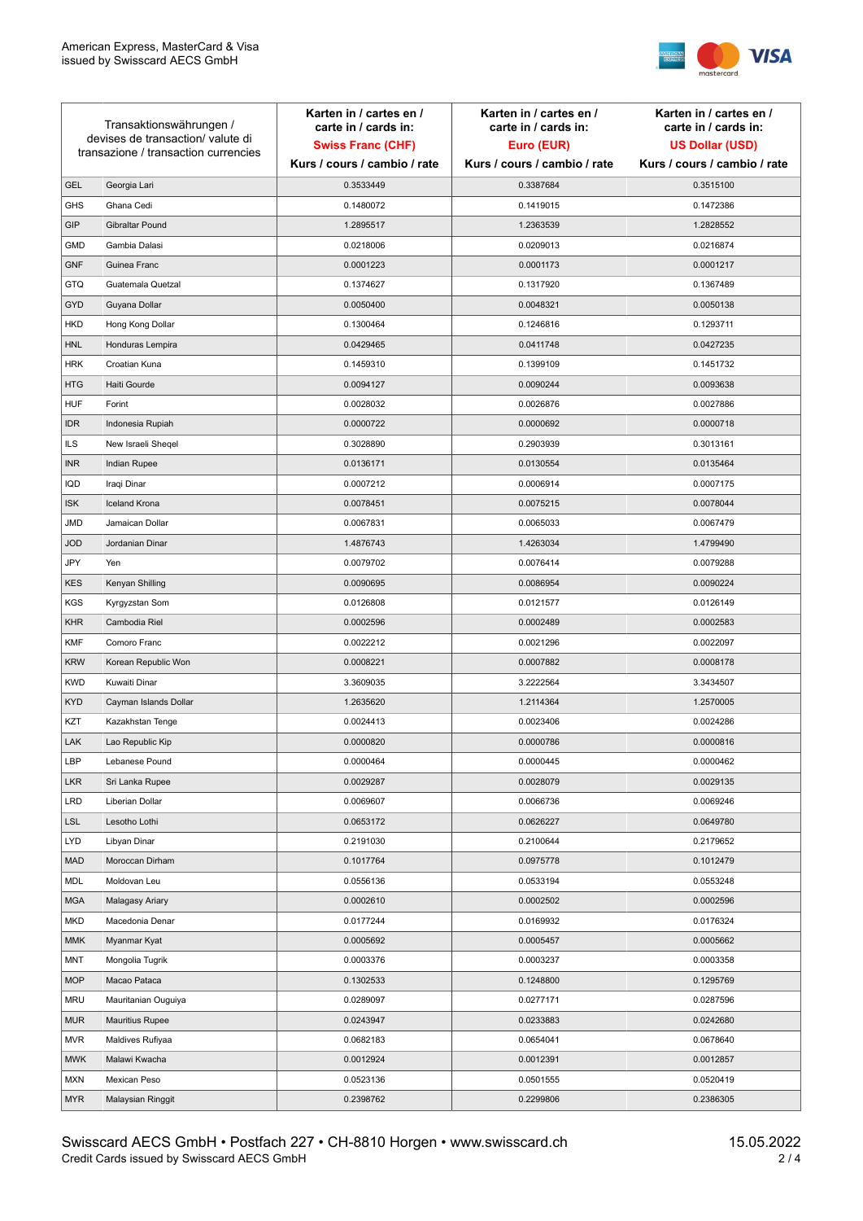| Transaktionswährungen / devises de transaction/ valute di transazione / transaction currencies | | Karten in / cartes en / carte in / cards in: **Swiss Franc (CHF)** Kurs / cours / cambio / rate | Karten in / cartes en / carte in / cards in: **Euro (EUR)** Kurs / cours / cambio / rate | Karten in / cartes en / carte in / cards in: **US Dollar (USD)** Kurs / cours / cambio / rate |
|---|---|---|---|---|
| GEL | Georgia Lari | 0.3533449 | 0.3387684 | 0.3515100 |
| GHS | Ghana Cedi | 0.1480072 | 0.1419015 | 0.1472386 |
| GIP | Gibraltar Pound | 1.2895517 | 1.2363539 | 1.2828552 |
| GMD | Gambia Dalasi | 0.0218006 | 0.0209013 | 0.0216874 |
| GNF | Guinea Franc | 0.0001223 | 0.0001173 | 0.0001217 |
| GTQ | Guatemala Quetzal | 0.1374627 | 0.1317920 | 0.1367489 |
| GYD | Guyana Dollar | 0.0050400 | 0.0048321 | 0.0050138 |
| HKD | Hong Kong Dollar | 0.1300464 | 0.1246816 | 0.1293711 |
| HNL | Honduras Lempira | 0.0429465 | 0.0411748 | 0.0427235 |
| HRK | Croatian Kuna | 0.1459310 | 0.1399109 | 0.1451732 |
| HTG | Haiti Gourde | 0.0094127 | 0.0090244 | 0.0093638 |
| HUF | Forint | 0.0028032 | 0.0026876 | 0.0027886 |
| IDR | Indonesia Rupiah | 0.0000722 | 0.0000692 | 0.0000718 |
| ILS | New Israeli Sheqel | 0.3028890 | 0.2903939 | 0.3013161 |
| INR | Indian Rupee | 0.0136171 | 0.0130554 | 0.0135464 |
| IQD | Iraqi Dinar | 0.0007212 | 0.0006914 | 0.0007175 |
| ISK | Iceland Krona | 0.0078451 | 0.0075215 | 0.0078044 |
| JMD | Jamaican Dollar | 0.0067831 | 0.0065033 | 0.0067479 |
| JOD | Jordanian Dinar | 1.4876743 | 1.4263034 | 1.4799490 |
| JPY | Yen | 0.0079702 | 0.0076414 | 0.0079288 |
| KES | Kenyan Shilling | 0.0090695 | 0.0086954 | 0.0090224 |
| KGS | Kyrgyzstan Som | 0.0126808 | 0.0121577 | 0.0126149 |
| KHR | Cambodia Riel | 0.0002596 | 0.0002489 | 0.0002583 |
| KMF | Comoro Franc | 0.0022212 | 0.0021296 | 0.0022097 |
| KRW | Korean Republic Won | 0.0008221 | 0.0007882 | 0.0008178 |
| KWD | Kuwaiti Dinar | 3.3609035 | 3.2222564 | 3.3434507 |
| KYD | Cayman Islands Dollar | 1.2635620 | 1.2114364 | 1.2570005 |
| KZT | Kazakhstan Tenge | 0.0024413 | 0.0023406 | 0.0024286 |
| LAK | Lao Republic Kip | 0.0000820 | 0.0000786 | 0.0000816 |
| LBP | Lebanese Pound | 0.0000464 | 0.0000445 | 0.0000462 |
| LKR | Sri Lanka Rupee | 0.0029287 | 0.0028079 | 0.0029135 |
| LRD | Liberian Dollar | 0.0069607 | 0.0066736 | 0.0069246 |
| LSL | Lesotho Lothi | 0.0653172 | 0.0626227 | 0.0649780 |
| LYD | Libyan Dinar | 0.2191030 | 0.2100644 | 0.2179652 |
| MAD | Moroccan Dirham | 0.1017764 | 0.0975778 | 0.1012479 |
| MDL | Moldovan Leu | 0.0556136 | 0.0533194 | 0.0553248 |
| MGA | Malagasy Ariary | 0.0002610 | 0.0002502 | 0.0002596 |
| MKD | Macedonia Denar | 0.0177244 | 0.0169932 | 0.0176324 |
| MMK | Myanmar Kyat | 0.0005692 | 0.0005457 | 0.0005662 |
| MNT | Mongolia Tugrik | 0.0003376 | 0.0003237 | 0.0003358 |
| MOP | Macao Pataca | 0.1302533 | 0.1248800 | 0.1295769 |
| MRU | Mauritanian Ouguiya | 0.0289097 | 0.0277171 | 0.0287596 |
| MUR | Mauritius Rupee | 0.0243947 | 0.0233883 | 0.0242680 |
| MVR | Maldives Rufiyaa | 0.0682183 | 0.0654041 | 0.0678640 |
| MWK | Malawi Kwacha | 0.0012924 | 0.0012391 | 0.0012857 |
| MXN | Mexican Peso | 0.0523136 | 0.0501555 | 0.0520419 |
| MYR | Malaysian Ringgit | 0.2398762 | 0.2299806 | 0.2386305 |

Swisscard AECS GmbH • Postfach 227 • CH-8810 Horgen • www.swisscard.ch
Credit Cards issued by Swisscard AECS GmbH

15.05.2022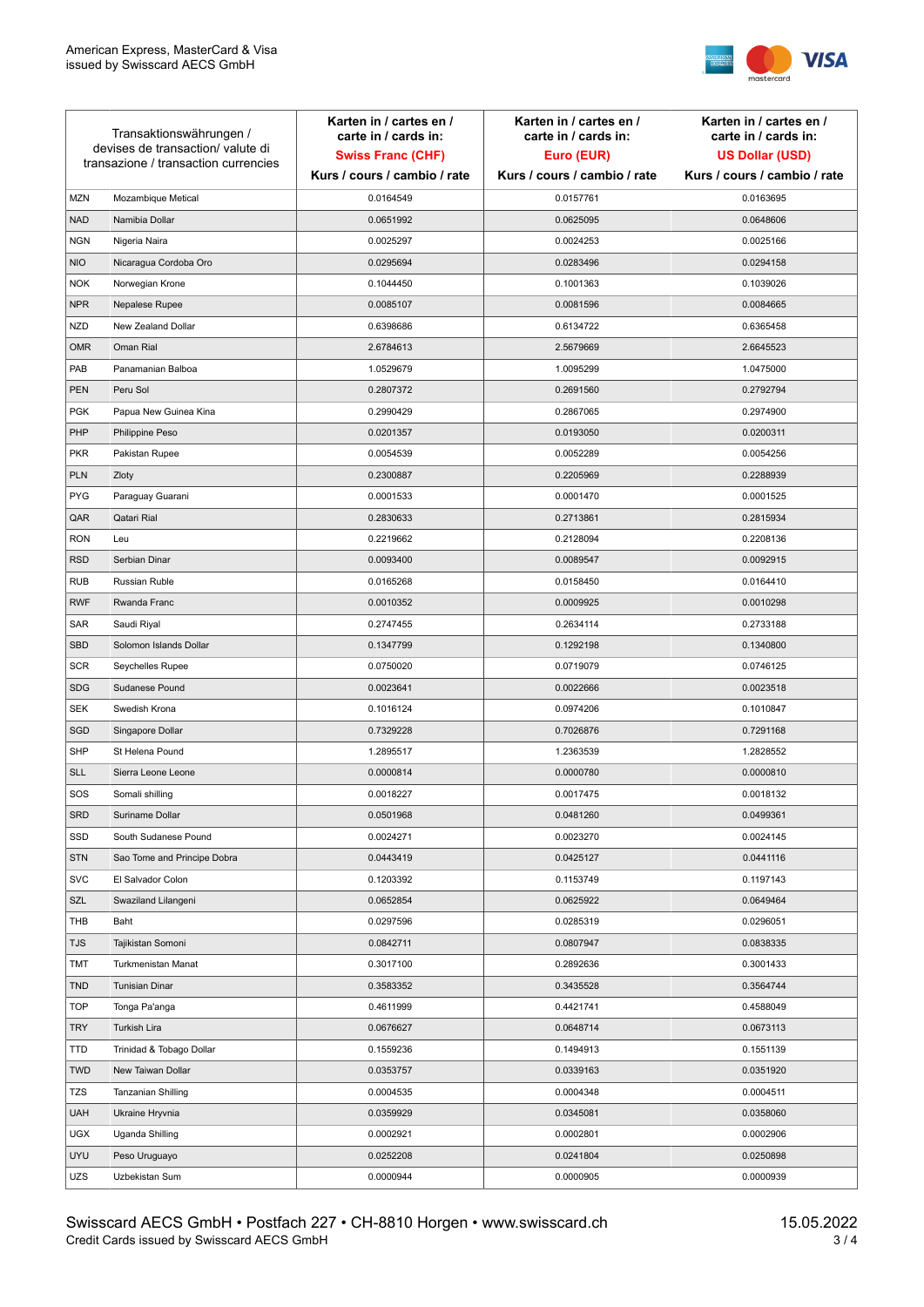| Transaktionswährungen / devises de transaction/ valute di transazione / transaction currencies | | Karten in / cartes en / carte in / cards in: **Swiss Franc (CHF)** Kurs / cours / cambio / rate | Karten in / cartes en / carte in / cards in: **Euro (EUR)** Kurs / cours / cambio / rate | Karten in / cartes en / carte in / cards in: **US Dollar (USD)** Kurs / cours / cambio / rate |
|---|---|---|---|---|
| MZN | Mozambique Metical | 0.0164549 | 0.0157761 | 0.0163695 |
| NAD | Namibia Dollar | 0.0651992 | 0.0625095 | 0.0648606 |
| NGN | Nigeria Naira | 0.0025297 | 0.0024253 | 0.0025166 |
| NIO | Nicaragua Cordoba Oro | 0.0295694 | 0.0283496 | 0.0294158 |
| NOK | Norwegian Krone | 0.1044450 | 0.1001363 | 0.1039026 |
| NPR | Nepalese Rupee | 0.0085107 | 0.0081596 | 0.0084665 |
| NZD | New Zealand Dollar | 0.6398686 | 0.6134722 | 0.6365458 |
| OMR | Oman Rial | 2.6784613 | 2.5679669 | 2.6645523 |
| PAB | Panamanian Balboa | 1.0529679 | 1.0095299 | 1.0475000 |
| PEN | Peru Sol | 0.2807372 | 0.2691560 | 0.2792794 |
| PGK | Papua New Guinea Kina | 0.2990429 | 0.2867065 | 0.2974900 |
| PHP | Philippine Peso | 0.0201357 | 0.0193050 | 0.0200311 |
| PKR | Pakistan Rupee | 0.0054539 | 0.0052289 | 0.0054256 |
| PLN | Zloty | 0.2300887 | 0.2205969 | 0.2288939 |
| PYG | Paraguay Guarani | 0.0001533 | 0.0001470 | 0.0001525 |
| QAR | Qatari Rial | 0.2830633 | 0.2713861 | 0.2815934 |
| RON | Leu | 0.2219662 | 0.2128094 | 0.2208136 |
| RSD | Serbian Dinar | 0.0093400 | 0.0089547 | 0.0092915 |
| RUB | Russian Ruble | 0.0165268 | 0.0158450 | 0.0164410 |
| RWF | Rwanda Franc | 0.0010352 | 0.0009925 | 0.0010298 |
| SAR | Saudi Riyal | 0.2747455 | 0.2634114 | 0.2733188 |
| SBD | Solomon Islands Dollar | 0.1347799 | 0.1292198 | 0.1340800 |
| SCR | Seychelles Rupee | 0.0750020 | 0.0719079 | 0.0746125 |
| SDG | Sudanese Pound | 0.0023641 | 0.0022666 | 0.0023518 |
| SEK | Swedish Krona | 0.1016124 | 0.0974206 | 0.1010847 |
| SGD | Singapore Dollar | 0.7329228 | 0.7026876 | 0.7291168 |
| SHP | St Helena Pound | 1.2895517 | 1.2363539 | 1.2828552 |
| SLL | Sierra Leone Leone | 0.0000814 | 0.0000780 | 0.0000810 |
| SOS | Somali shilling | 0.0018227 | 0.0017475 | 0.0018132 |
| SRD | Suriname Dollar | 0.0501968 | 0.0481260 | 0.0499361 |
| SSD | South Sudanese Pound | 0.0024271 | 0.0023270 | 0.0024145 |
| STN | Sao Tome and Principe Dobra | 0.0443419 | 0.0425127 | 0.0441116 |
| SVC | El Salvador Colon | 0.1203392 | 0.1153749 | 0.1197143 |
| SZL | Swaziland Lilangeni | 0.0652854 | 0.0625922 | 0.0649464 |
| THB | Baht | 0.0297596 | 0.0285319 | 0.0296051 |
| TJS | Tajikistan Somoni | 0.0842711 | 0.0807947 | 0.0838335 |
| TMT | Turkmenistan Manat | 0.3017100 | 0.2892636 | 0.3001433 |
| TND | Tunisian Dinar | 0.3583352 | 0.3435528 | 0.3564744 |
| TOP | Tonga Pa'anga | 0.4611999 | 0.4421741 | 0.4588049 |
| TRY | Turkish Lira | 0.0676627 | 0.0648714 | 0.0673113 |
| TTD | Trinidad & Tobago Dollar | 0.1559236 | 0.1494913 | 0.1551139 |
| TWD | New Taiwan Dollar | 0.0353757 | 0.0339163 | 0.0351920 |
| TZS | Tanzanian Shilling | 0.0004535 | 0.0004348 | 0.0004511 |
| UAH | Ukraine Hryvnia | 0.0359929 | 0.0345081 | 0.0358060 |
| UGX | Uganda Shilling | 0.0002921 | 0.0002801 | 0.0002906 |
| UYU | Peso Uruguayo | 0.0252208 | 0.0241804 | 0.0250898 |
| UZS | Uzbekistan Sum | 0.0000944 | 0.0000905 | 0.0000939 |

Swisscard AECS GmbH • Postfach 227 • CH-8810 Horgen • www.swisscard.ch
Credit Cards issued by Swisscard AECS GmbH

15.05.2022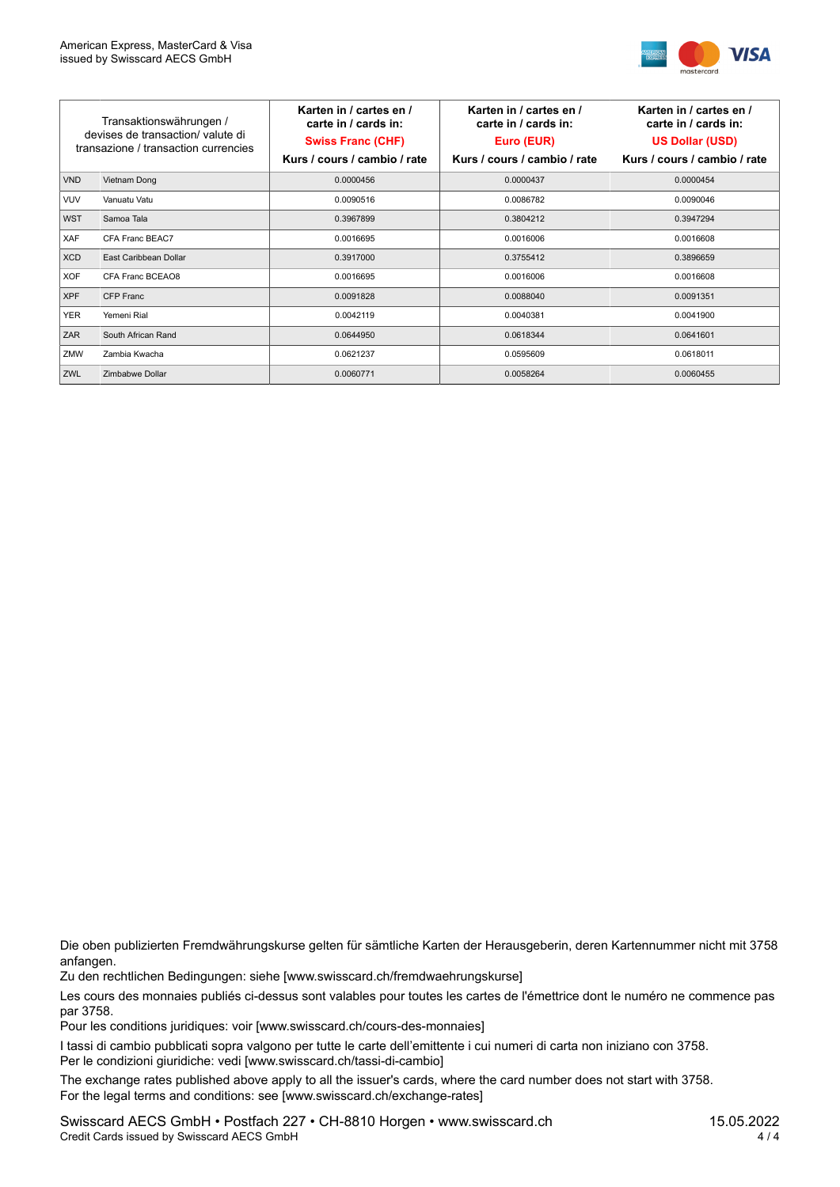| Transaktionswährungen / devises de transaction/ valute di transazione / transaction currencies | | Karten in / cartes en / carte in / cards in: Swiss Franc (CHF) Kurs / cours / cambio / rate | Karten in / cartes en / carte in / cards in: Euro (EUR) Kurs / cours / cambio / rate | Karten in / cartes en / carte in / cards in: US Dollar (USD) Kurs / cours / cambio / rate |
|---|---|---|---|---|
| VND | Vietnam Dong | 0.0000456 | 0.0000437 | 0.0000454 |
| VUV | Vanuatu Vatu | 0.0090516 | 0.0086782 | 0.0090046 |
| WST | Samoa Tala | 0.3967899 | 0.3804212 | 0.3947294 |
| XAF | CFA Franc BEAC7 | 0.0016695 | 0.0016006 | 0.0016608 |
| XCD | East Caribbean Dollar | 0.3917000 | 0.3755412 | 0.3896659 |
| XOF | CFA Franc BCEAO8 | 0.0016695 | 0.0016006 | 0.0016608 |
| XPF | CFP Franc | 0.0091828 | 0.0088040 | 0.0091351 |
| YER | Yemeni Rial | 0.0042119 | 0.0040381 | 0.0041900 |
| ZAR | South African Rand | 0.0644950 | 0.0618344 | 0.0641601 |
| ZMW | Zambia Kwacha | 0.0621237 | 0.0595609 | 0.0618011 |
| ZWL | Zimbabwe Dollar | 0.0060771 | 0.0058264 | 0.0060455 |

Die oben publizierten Fremdwährungskurse gelten für sämtliche Karten der Herausgeberin, deren Kartennummer nicht mit 3758 anfangen.
Zu den rechtlichen Bedingungen: siehe [www.swisscard.ch/fremdwaehrungskurse]

Les cours des monnaies publiés ci-dessus sont valables pour toutes les cartes de l'émettrice dont le numéro ne commence pas par 3758.
Pour les conditions juridiques: voir [www.swisscard.ch/cours-des-monnaies]

I tassi di cambio pubblicati sopra valgono per tutte le carte dell'emittente i cui numeri di carta non iniziano con 3758.
Per le condizioni giuridiche: vedi [www.swisscard.ch/tassi-di-cambio]

The exchange rates published above apply to all the issuer's cards, where the card number does not start with 3758.
For the legal terms and conditions: see [www.swisscard.ch/exchange-rates]

Swisscard AECS GmbH • Postfach 227 • CH-8810 Horgen • www.swisscard.ch
Credit Cards issued by Swisscard AECS GmbH

15.05.2022